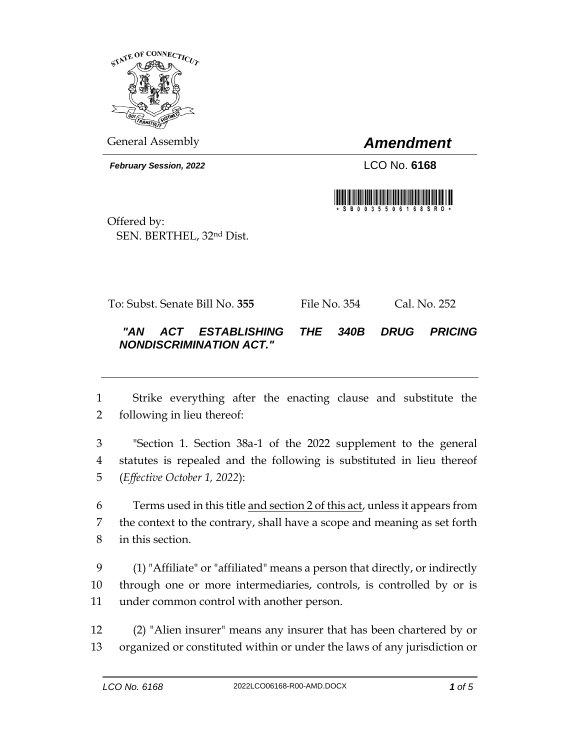General Assembly

# *Amendment*

***February Session, 2022*** LCO No. **6168**

Offered by:
SEN. BERTHEL, 32nd Dist.

To: Subst. Senate Bill No. **355** File No. 354 Cal. No. 252

***"AN ACT ESTABLISHING THE 340B DRUG PRICING NONDISCRIMINATION ACT."***

---

1 Strike everything after the enacting clause and substitute the
2 following in lieu thereof:

3 "Section 1. Section 38a-1 of the 2022 supplement to the general
4 statutes is repealed and the following is substituted in lieu thereof
5 (*Effective October 1, 2022*):

6 Terms used in this title <u>and section 2 of this act</u>, unless it appears from
7 the context to the contrary, shall have a scope and meaning as set forth
8 in this section.

9 (1) "Affiliate" or "affiliated" means a person that directly, or indirectly
10 through one or more intermediaries, controls, is controlled by or is
11 under common control with another person.

12 (2) "Alien insurer" means any insurer that has been chartered by or
13 organized or constituted within or under the laws of any jurisdiction or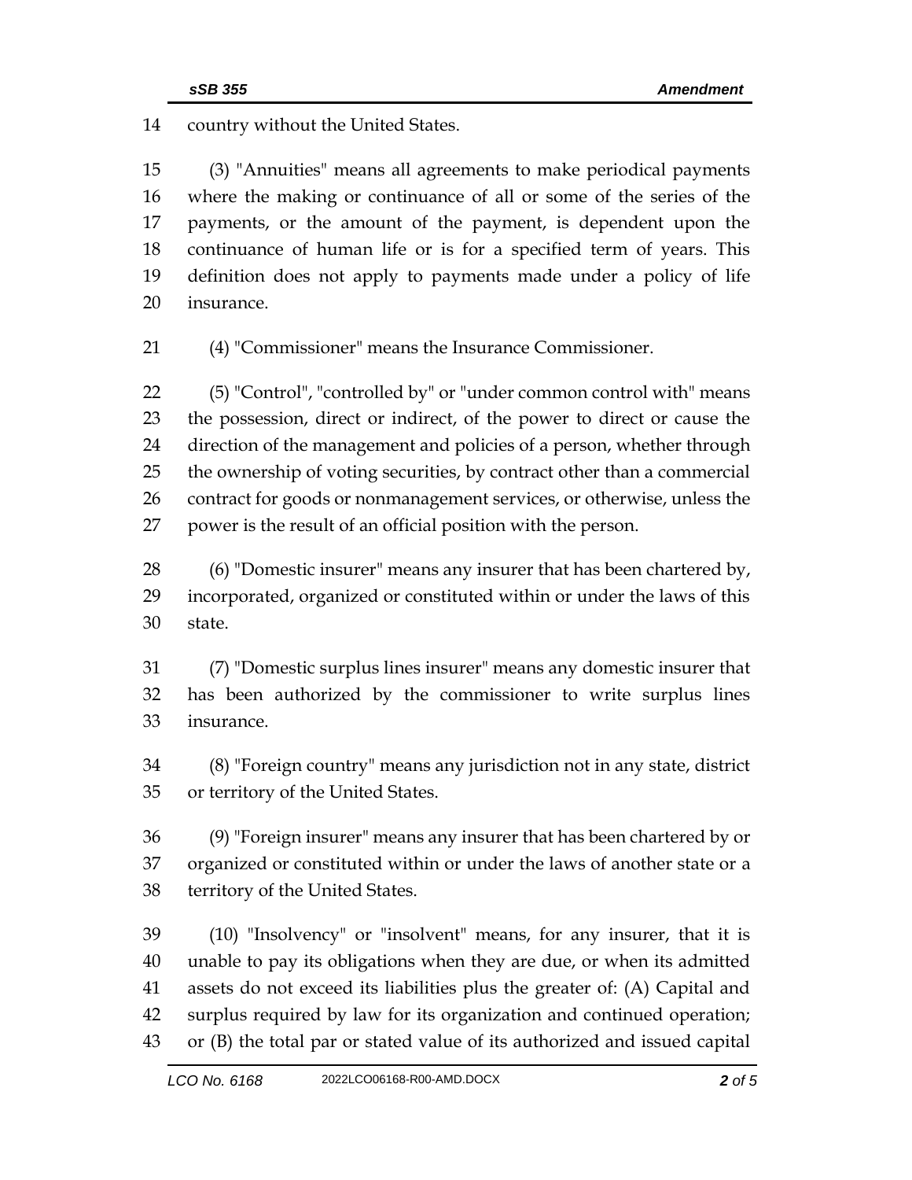country without the United States.

(3) "Annuities" means all agreements to make periodical payments where the making or continuance of all or some of the series of the payments, or the amount of the payment, is dependent upon the continuance of human life or is for a specified term of years. This definition does not apply to payments made under a policy of life insurance.

(4) "Commissioner" means the Insurance Commissioner.

(5) "Control", "controlled by" or "under common control with" means the possession, direct or indirect, of the power to direct or cause the direction of the management and policies of a person, whether through the ownership of voting securities, by contract other than a commercial contract for goods or nonmanagement services, or otherwise, unless the power is the result of an official position with the person.

(6) "Domestic insurer" means any insurer that has been chartered by, incorporated, organized or constituted within or under the laws of this state.

(7) "Domestic surplus lines insurer" means any domestic insurer that has been authorized by the commissioner to write surplus lines insurance.

(8) "Foreign country" means any jurisdiction not in any state, district or territory of the United States.

(9) "Foreign insurer" means any insurer that has been chartered by or organized or constituted within or under the laws of another state or a territory of the United States.

(10) "Insolvency" or "insolvent" means, for any insurer, that it is unable to pay its obligations when they are due, or when its admitted assets do not exceed its liabilities plus the greater of: (A) Capital and surplus required by law for its organization and continued operation; or (B) the total par or stated value of its authorized and issued capital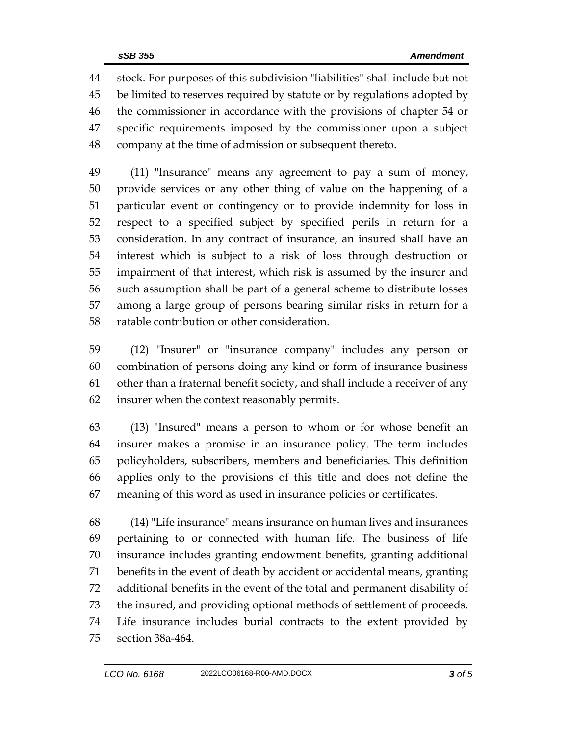stock. For purposes of this subdivision "liabilities" shall include but not be limited to reserves required by statute or by regulations adopted by the commissioner in accordance with the provisions of chapter 54 or specific requirements imposed by the commissioner upon a subject company at the time of admission or subsequent thereto.

(11) "Insurance" means any agreement to pay a sum of money, provide services or any other thing of value on the happening of a particular event or contingency or to provide indemnity for loss in respect to a specified subject by specified perils in return for a consideration. In any contract of insurance, an insured shall have an interest which is subject to a risk of loss through destruction or impairment of that interest, which risk is assumed by the insurer and such assumption shall be part of a general scheme to distribute losses among a large group of persons bearing similar risks in return for a ratable contribution or other consideration.

(12) "Insurer" or "insurance company" includes any person or combination of persons doing any kind or form of insurance business other than a fraternal benefit society, and shall include a receiver of any insurer when the context reasonably permits.

(13) "Insured" means a person to whom or for whose benefit an insurer makes a promise in an insurance policy. The term includes policyholders, subscribers, members and beneficiaries. This definition applies only to the provisions of this title and does not define the meaning of this word as used in insurance policies or certificates.

(14) "Life insurance" means insurance on human lives and insurances pertaining to or connected with human life. The business of life insurance includes granting endowment benefits, granting additional benefits in the event of death by accident or accidental means, granting additional benefits in the event of the total and permanent disability of the insured, and providing optional methods of settlement of proceeds. Life insurance includes burial contracts to the extent provided by section 38a-464.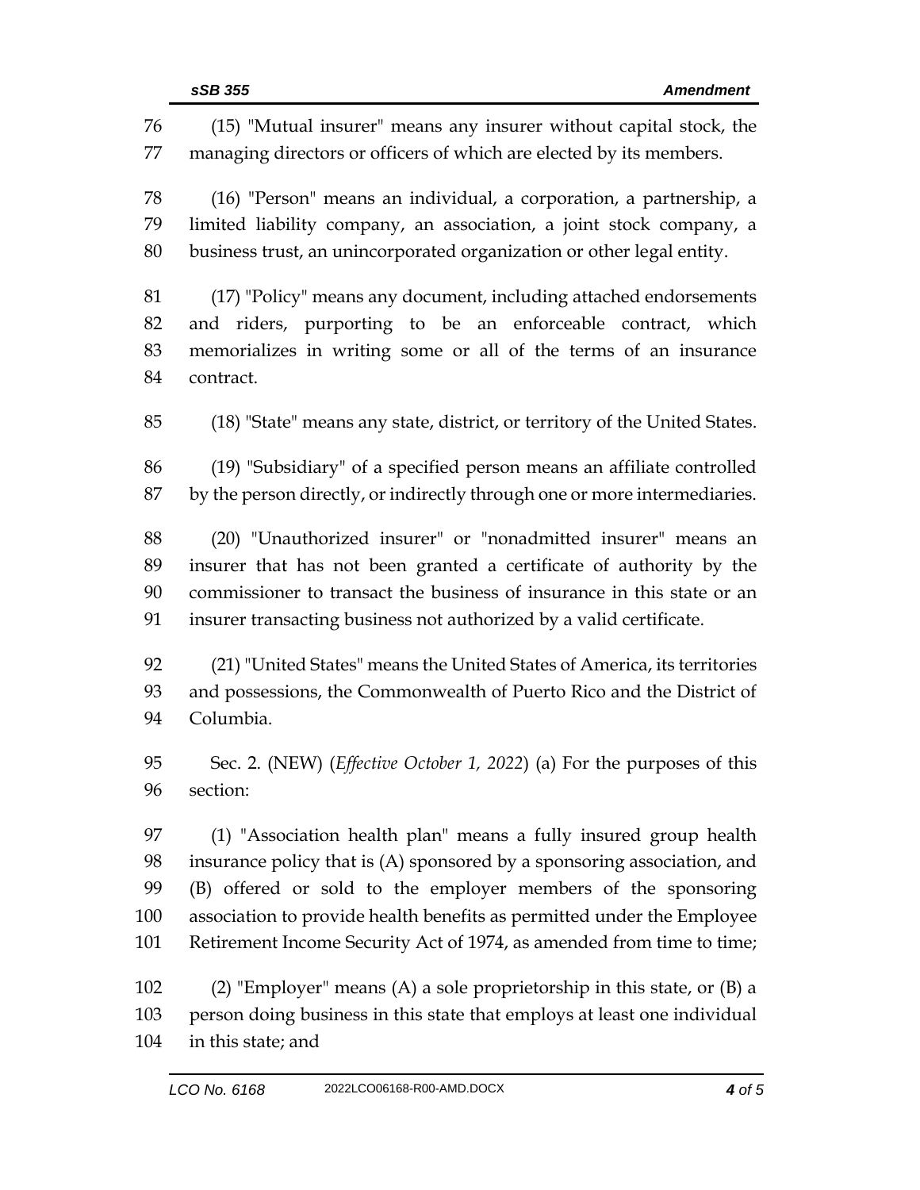(15) "Mutual insurer" means any insurer without capital stock, the managing directors or officers of which are elected by its members.

(16) "Person" means an individual, a corporation, a partnership, a limited liability company, an association, a joint stock company, a business trust, an unincorporated organization or other legal entity.

(17) "Policy" means any document, including attached endorsements and riders, purporting to be an enforceable contract, which memorializes in writing some or all of the terms of an insurance contract.

(18) "State" means any state, district, or territory of the United States.

(19) "Subsidiary" of a specified person means an affiliate controlled by the person directly, or indirectly through one or more intermediaries.

(20) "Unauthorized insurer" or "nonadmitted insurer" means an insurer that has not been granted a certificate of authority by the commissioner to transact the business of insurance in this state or an insurer transacting business not authorized by a valid certificate.

(21) "United States" means the United States of America, its territories and possessions, the Commonwealth of Puerto Rico and the District of Columbia.

Sec. 2. (NEW) (*Effective October 1, 2022*) (a) For the purposes of this section:

(1) "Association health plan" means a fully insured group health insurance policy that is (A) sponsored by a sponsoring association, and (B) offered or sold to the employer members of the sponsoring association to provide health benefits as permitted under the Employee Retirement Income Security Act of 1974, as amended from time to time;

(2) "Employer" means (A) a sole proprietorship in this state, or (B) a person doing business in this state that employs at least one individual in this state; and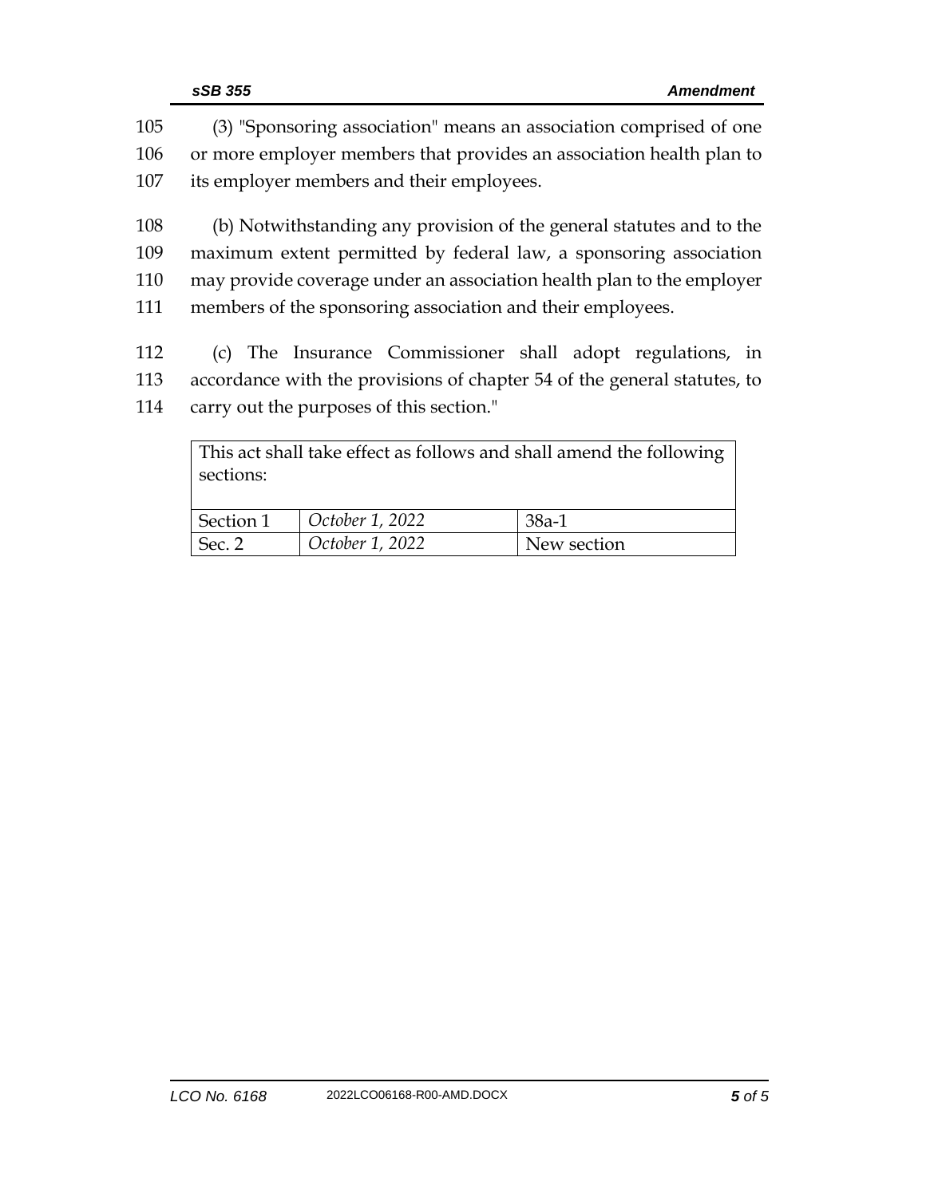105 (3) "Sponsoring association" means an association comprised of one
106 or more employer members that provides an association health plan to
107 its employer members and their employees.

108 (b) Notwithstanding any provision of the general statutes and to the
109 maximum extent permitted by federal law, a sponsoring association
110 may provide coverage under an association health plan to the employer
111 members of the sponsoring association and their employees.

112 (c) The Insurance Commissioner shall adopt regulations, in
113 accordance with the provisions of chapter 54 of the general statutes, to
114 carry out the purposes of this section."

| This act shall take effect as follows and shall amend the following sections: | | |
|---|---|---|
| Section 1 | *October 1, 2022* | 38a-1 |
| Sec. 2 | *October 1, 2022* | New section |